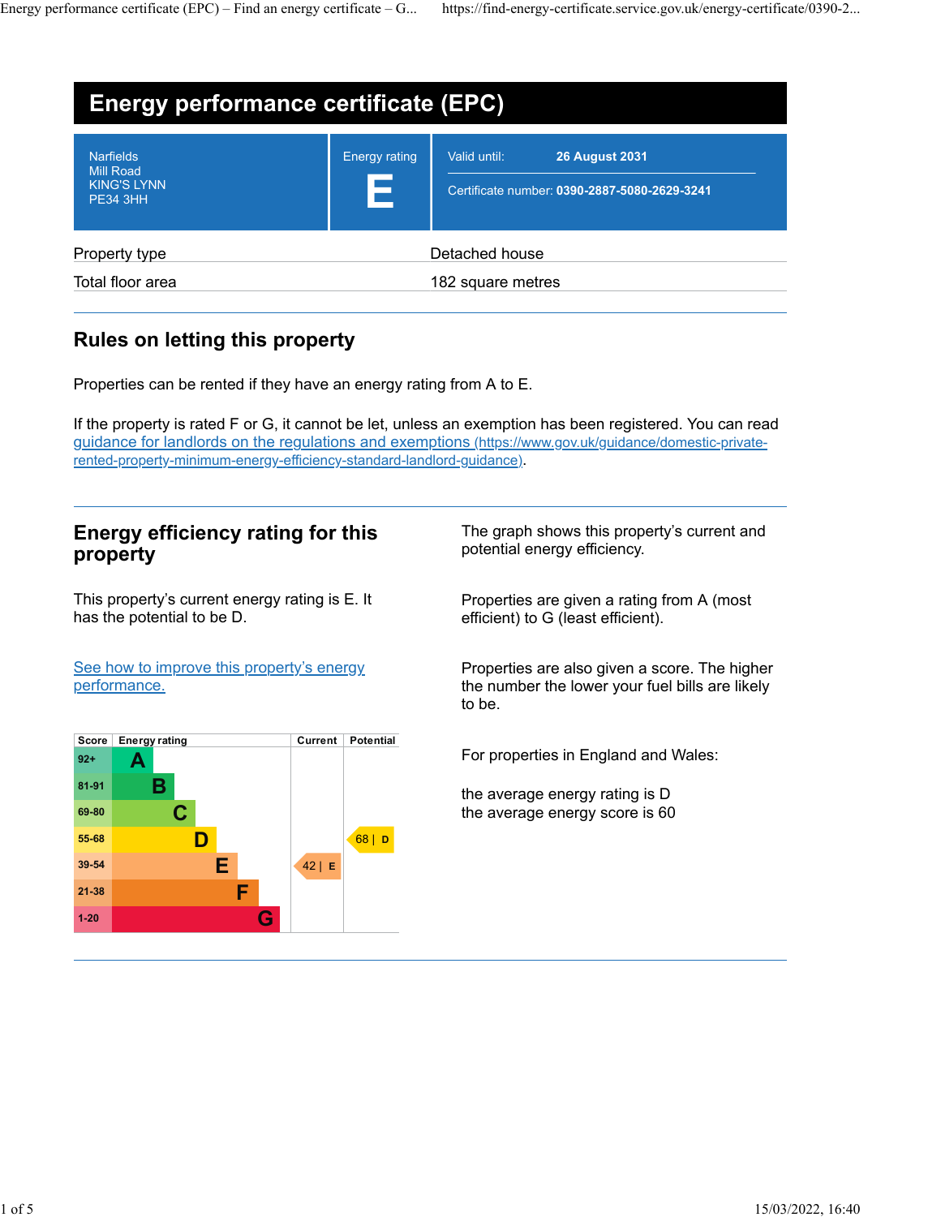# Energy performance certificate (EPC)

Narfields
Mill Road
KING'S LYNN
PE34 3HH

Energy rating

**E**

Valid until: **26 August 2031**

Certificate number: **0390-2887-5080-2629-3241**

| | |
|---|---|
| Property type | Detached house |
| Total floor area | 182 square metres |

## Rules on letting this property

Properties can be rented if they have an energy rating from A to E.

If the property is rated F or G, it cannot be let, unless an exemption has been registered. You can read [guidance for landlords on the regulations and exemptions (https://www.gov.uk/guidance/domestic-private-rented-property-minimum-energy-efficiency-standard-landlord-guidance)](https://www.gov.uk/guidance/domestic-private-rented-property-minimum-energy-efficiency-standard-landlord-guidance).

## Energy efficiency rating for this property

This property's current energy rating is E. It has the potential to be D.

[See how to improve this property's energy performance.]()

Score
Energy rating
Current
Potential
92+ A
81-91 B
69-80 C
55-68 D
39-54 E
21-38 F
1-20 G
42 | E
68 | D

The graph shows this property's current and potential energy efficiency.

Properties are given a rating from A (most efficient) to G (least efficient).

Properties are also given a score. The higher the number the lower your fuel bills are likely to be.

For properties in England and Wales:

the average energy rating is D
the average energy score is 60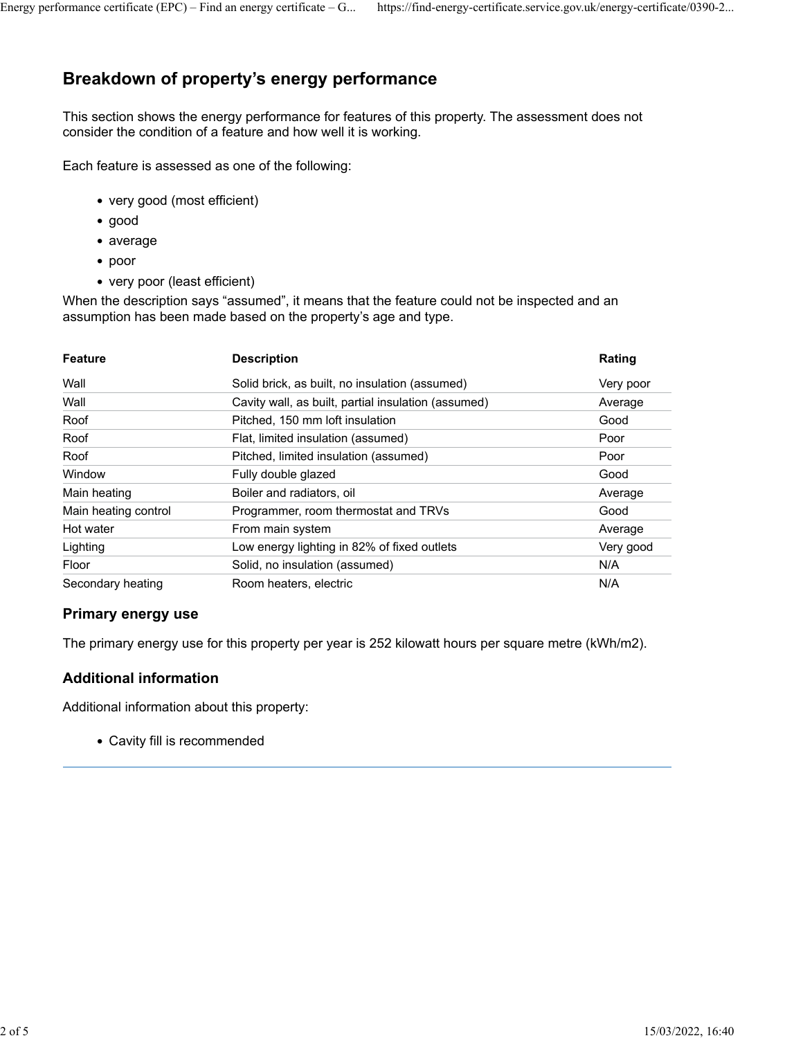## Breakdown of property's energy performance

This section shows the energy performance for features of this property. The assessment does not consider the condition of a feature and how well it is working.

Each feature is assessed as one of the following:

- very good (most efficient)
- good
- average
- poor
- very poor (least efficient)

When the description says "assumed", it means that the feature could not be inspected and an assumption has been made based on the property's age and type.

| Feature | Description | Rating |
|---|---|---|
| Wall | Solid brick, as built, no insulation (assumed) | Very poor |
| Wall | Cavity wall, as built, partial insulation (assumed) | Average |
| Roof | Pitched, 150 mm loft insulation | Good |
| Roof | Flat, limited insulation (assumed) | Poor |
| Roof | Pitched, limited insulation (assumed) | Poor |
| Window | Fully double glazed | Good |
| Main heating | Boiler and radiators, oil | Average |
| Main heating control | Programmer, room thermostat and TRVs | Good |
| Hot water | From main system | Average |
| Lighting | Low energy lighting in 82% of fixed outlets | Very good |
| Floor | Solid, no insulation (assumed) | N/A |
| Secondary heating | Room heaters, electric | N/A |

### Primary energy use

The primary energy use for this property per year is 252 kilowatt hours per square metre (kWh/m2).

### Additional information

Additional information about this property:

- Cavity fill is recommended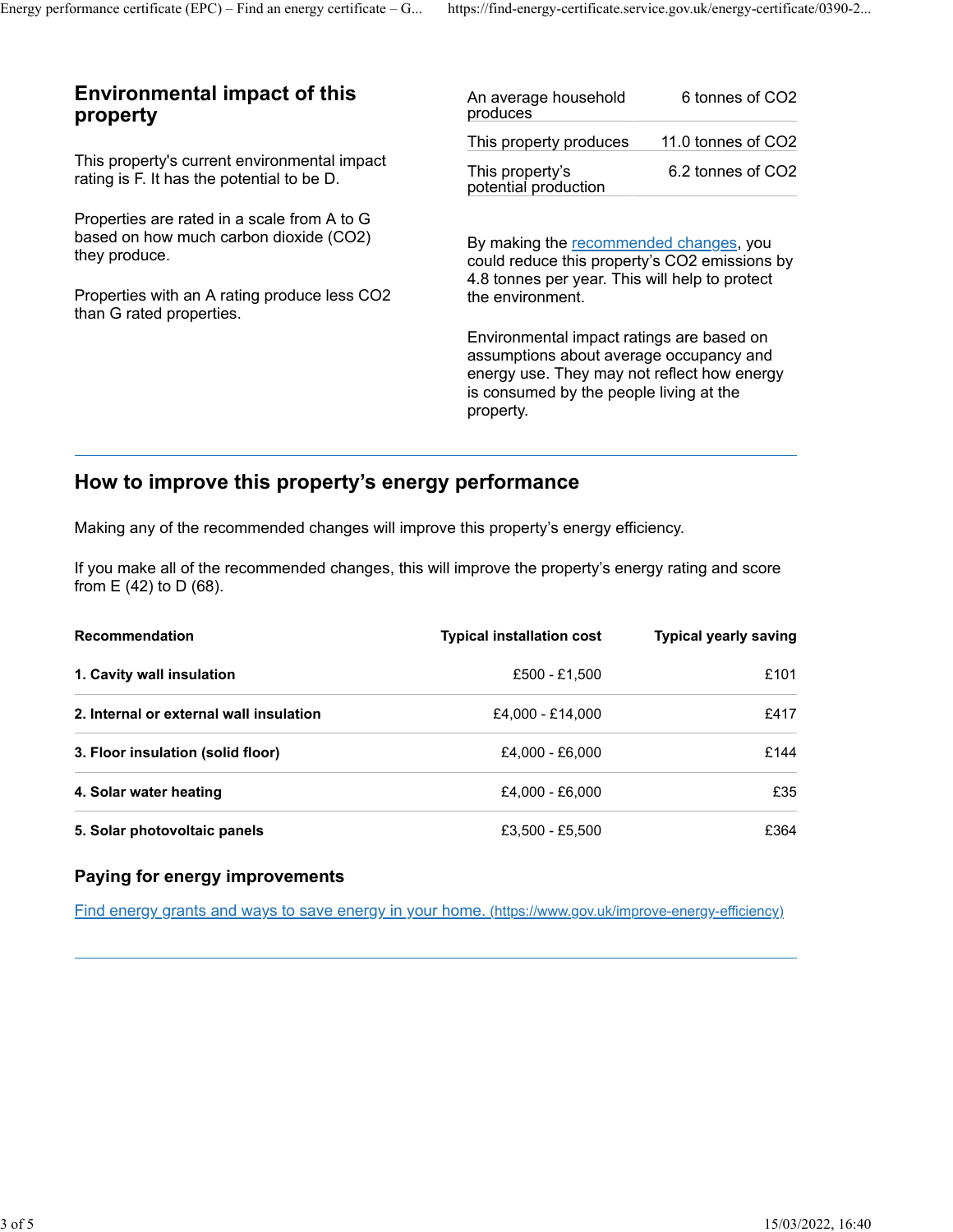## Environmental impact of this property

This property's current environmental impact rating is F. It has the potential to be D.

Properties are rated in a scale from A to G based on how much carbon dioxide ($CO_2$) they produce.

Properties with an A rating produce less $CO_2$ than G rated properties.

| | |
|---|---|
| An average household produces | 6 tonnes of $CO_2$ |
| This property produces | 11.0 tonnes of $CO_2$ |
| This property's potential production | 6.2 tonnes of $CO_2$ |

By making the recommended changes, you could reduce this property's $CO_2$ emissions by 4.8 tonnes per year. This will help to protect the environment.

Environmental impact ratings are based on assumptions about average occupancy and energy use. They may not reflect how energy is consumed by the people living at the property.

## How to improve this property's energy performance

Making any of the recommended changes will improve this property's energy efficiency.

If you make all of the recommended changes, this will improve the property's energy rating and score from E (42) to D (68).

| Recommendation | Typical installation cost | Typical yearly saving |
|---|---|---|
| **1. Cavity wall insulation** | £500 - £1,500 | £101 |
| **2. Internal or external wall insulation** | £4,000 - £14,000 | £417 |
| **3. Floor insulation (solid floor)** | £4,000 - £6,000 | £144 |
| **4. Solar water heating** | £4,000 - £6,000 | £35 |
| **5. Solar photovoltaic panels** | £3,500 - £5,500 | £364 |

### Paying for energy improvements

[Find energy grants and ways to save energy in your home. (https://www.gov.uk/improve-energy-efficiency)](https://www.gov.uk/improve-energy-efficiency)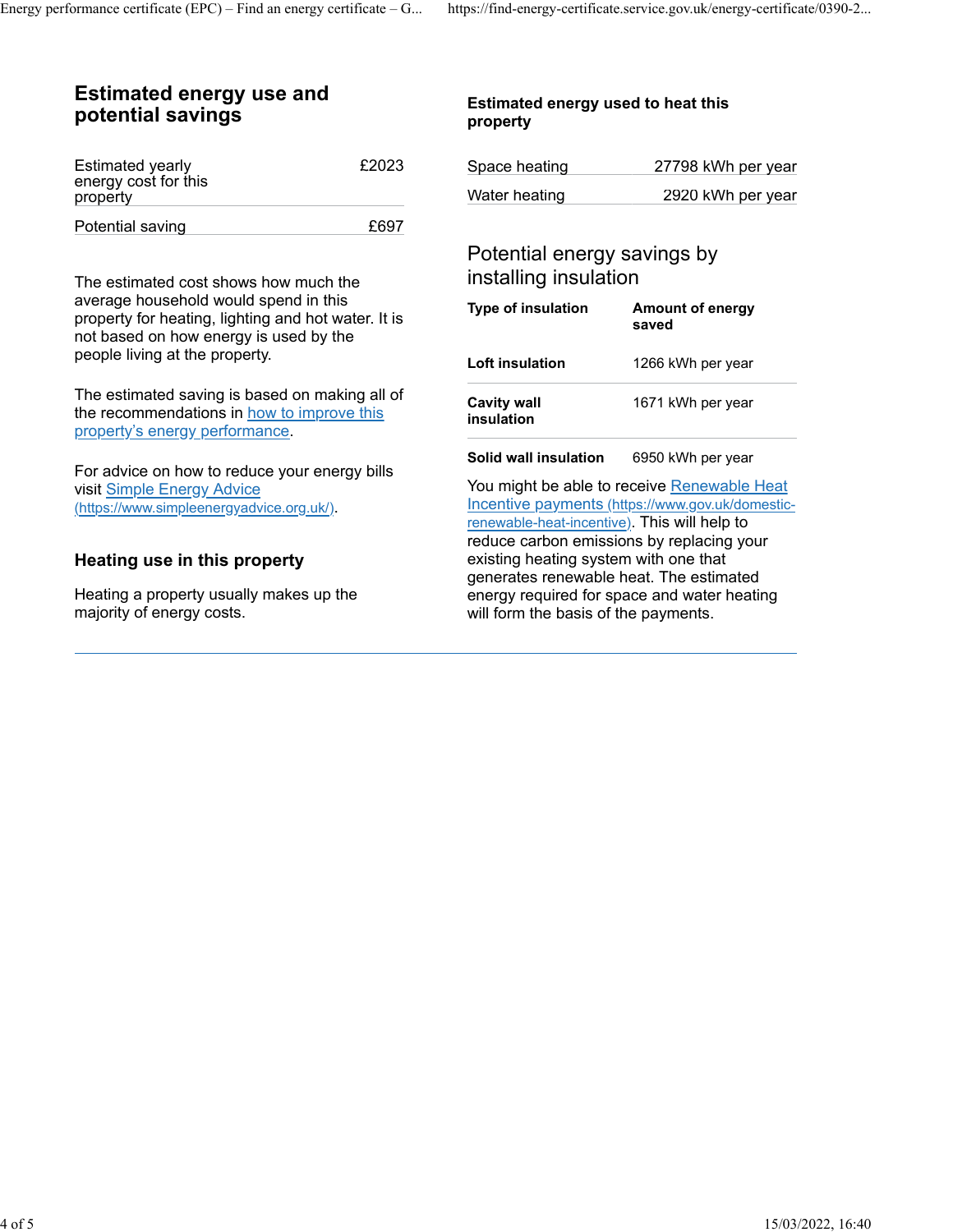## Estimated energy use and potential savings

| | |
|---|---|
| Estimated yearly energy cost for this property | £2023 |
| Potential saving | £697 |

The estimated cost shows how much the average household would spend in this property for heating, lighting and hot water. It is not based on how energy is used by the people living at the property.

The estimated saving is based on making all of the recommendations in [how to improve this property's energy performance](#).

For advice on how to reduce your energy bills visit [Simple Energy Advice](https://www.simpleenergyadvice.org.uk/) (https://www.simpleenergyadvice.org.uk/).

### Heating use in this property

Heating a property usually makes up the majority of energy costs.

#### Estimated energy used to heat this property

| | |
|---|---|
| Space heating | 27798 kWh per year |
| Water heating | 2920 kWh per year |

### Potential energy savings by installing insulation

| Type of insulation | Amount of energy saved |
|---|---|
| **Loft insulation** | 1266 kWh per year |
| **Cavity wall insulation** | 1671 kWh per year |
| **Solid wall insulation** | 6950 kWh per year |

You might be able to receive [Renewable Heat Incentive payments](https://www.gov.uk/domestic-renewable-heat-incentive) (https://www.gov.uk/domestic-renewable-heat-incentive). This will help to reduce carbon emissions by replacing your existing heating system with one that generates renewable heat. The estimated energy required for space and water heating will form the basis of the payments.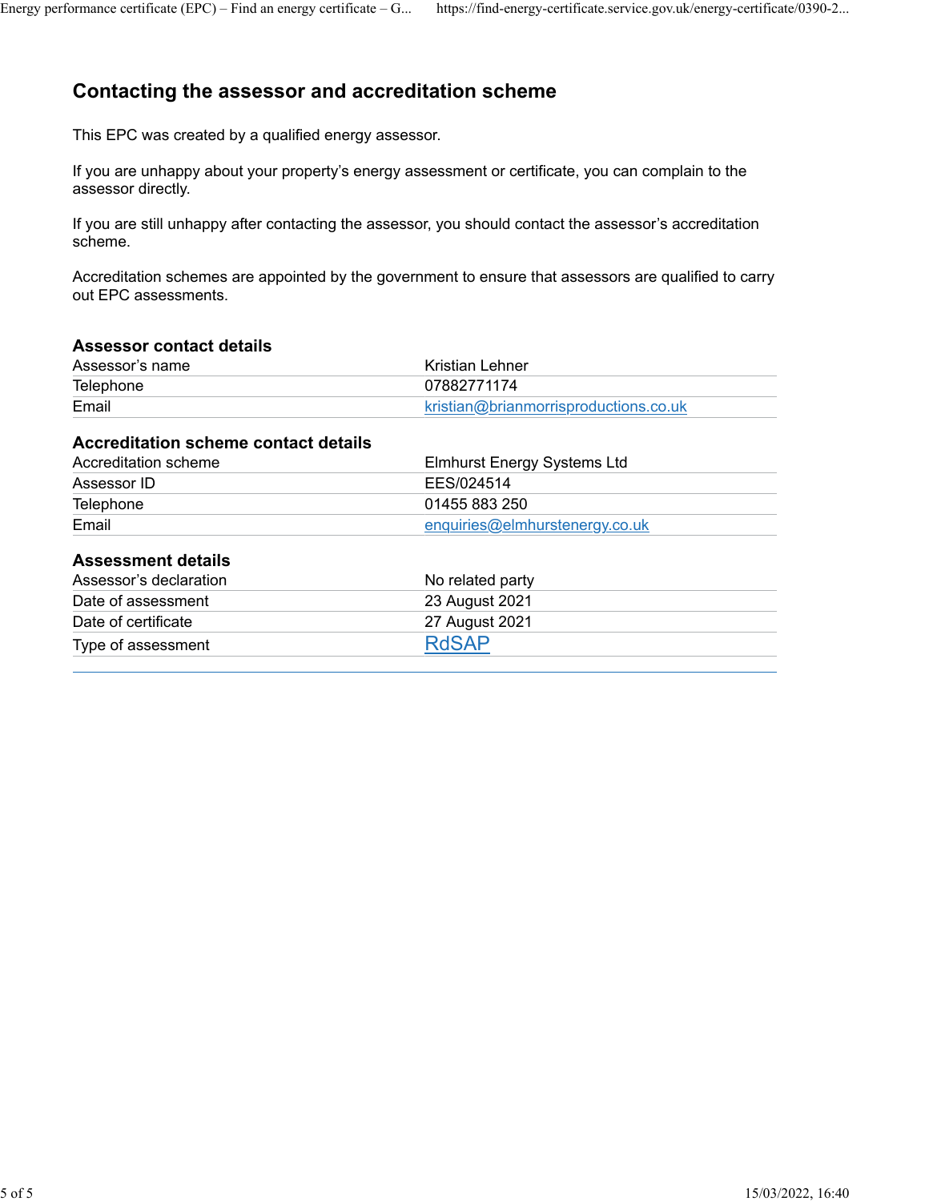## Contacting the assessor and accreditation scheme

This EPC was created by a qualified energy assessor.

If you are unhappy about your property's energy assessment or certificate, you can complain to the assessor directly.

If you are still unhappy after contacting the assessor, you should contact the assessor's accreditation scheme.

Accreditation schemes are appointed by the government to ensure that assessors are qualified to carry out EPC assessments.

### Assessor contact details

| | |
|---|---|
| Assessor's name | Kristian Lehner |
| Telephone | 07882771174 |
| Email | kristian@brianmorrisproductions.co.uk |

### Accreditation scheme contact details

| | |
|---|---|
| Accreditation scheme | Elmhurst Energy Systems Ltd |
| Assessor ID | EES/024514 |
| Telephone | 01455 883 250 |
| Email | enquiries@elmhurstenergy.co.uk |

### Assessment details

| | |
|---|---|
| Assessor's declaration | No related party |
| Date of assessment | 23 August 2021 |
| Date of certificate | 27 August 2021 |
| Type of assessment | RdSAP |